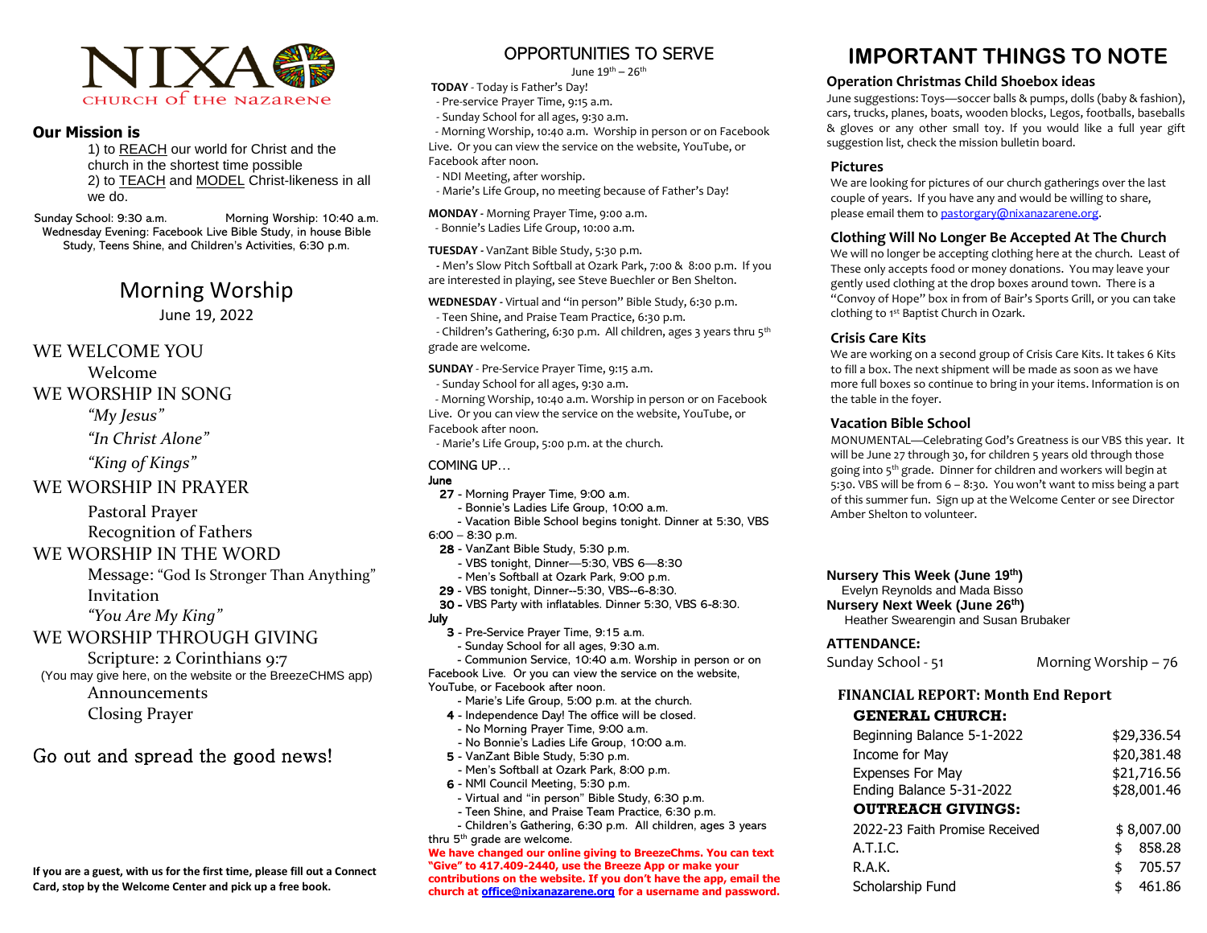# NIXA

CHURCH of the NAZARENE

## Our Mission is

1) to REACH our world for Christ and the church in the shortest time possible
2) to TEACH and MODEL Christ-likeness in all we do.

Sunday School: 9:30 a.m. Morning Worship: 10:40 a.m.
Wednesday Evening: Facebook Live Bible Study, in house Bible Study, Teens Shine, and Children's Activities, 6:30 p.m.

# Morning Worship

June 19, 2022

WE WELCOME YOU

Welcome

WE WORSHIP IN SONG

*"My Jesus"*

*"In Christ Alone"*

*"King of Kings"*

WE WORSHIP IN PRAYER

Pastoral Prayer

Recognition of Fathers

WE WORSHIP IN THE WORD

Message: "God Is Stronger Than Anything"

Invitation

*"You Are My King"*

WE WORSHIP THROUGH GIVING

Scripture: 2 Corinthians 9:7

(You may give here, on the website or the BreezeCHMS app)

Announcements

Closing Prayer

Go out and spread the good news!

**If you are a guest, with us for the first time, please fill out a Connect Card, stop by the Welcome Center and pick up a free book.**

## OPPORTUNITIES TO SERVE

June 19th – 26th

**TODAY** - Today is Father's Day!
- Pre-service Prayer Time, 9:15 a.m.
- Sunday School for all ages, 9:30 a.m.
- Morning Worship, 10:40 a.m. Worship in person or on Facebook Live. Or you can view the service on the website, YouTube, or Facebook after noon.
- NDI Meeting, after worship.
- Marie's Life Group, no meeting because of Father's Day!

**MONDAY** - Morning Prayer Time, 9:00 a.m.
- Bonnie's Ladies Life Group, 10:00 a.m.

**TUESDAY** - VanZant Bible Study, 5:30 p.m.
- Men's Slow Pitch Softball at Ozark Park, 7:00 & 8:00 p.m. If you are interested in playing, see Steve Buechler or Ben Shelton.

**WEDNESDAY** - Virtual and "in person" Bible Study, 6:30 p.m.
- Teen Shine, and Praise Team Practice, 6:30 p.m.
- Children's Gathering, 6:30 p.m. All children, ages 3 years thru 5th grade are welcome.

**SUNDAY** - Pre-Service Prayer Time, 9:15 a.m.
- Sunday School for all ages, 9:30 a.m.
- Morning Worship, 10:40 a.m. Worship in person or on Facebook Live. Or you can view the service on the website, YouTube, or Facebook after noon.
- Marie's Life Group, 5:00 p.m. at the church.

COMING UP…

**June**

**27** - Morning Prayer Time, 9:00 a.m.
- Bonnie's Ladies Life Group, 10:00 a.m.
- Vacation Bible School begins tonight. Dinner at 5:30, VBS 6:00 – 8:30 p.m.

**28** - VanZant Bible Study, 5:30 p.m.
- VBS tonight, Dinner—5:30, VBS 6—8:30
- Men's Softball at Ozark Park, 9:00 p.m.

**29** - VBS tonight, Dinner--5:30, VBS--6-8:30.

**30** - VBS Party with inflatables. Dinner 5:30, VBS 6-8:30.

**July**

**3** - Pre-Service Prayer Time, 9:15 a.m.
- Sunday School for all ages, 9:30 a.m.
- Communion Service, 10:40 a.m. Worship in person or on Facebook Live. Or you can view the service on the website, YouTube, or Facebook after noon.
- Marie's Life Group, 5:00 p.m. at the church.

**4** - Independence Day! The office will be closed.
- No Morning Prayer Time, 9:00 a.m.
- No Bonnie's Ladies Life Group, 10:00 a.m.

**5** - VanZant Bible Study, 5:30 p.m.
- Men's Softball at Ozark Park, 8:00 p.m.

**6** - NMI Council Meeting, 5:30 p.m.
- Virtual and "in person" Bible Study, 6:30 p.m.
- Teen Shine, and Praise Team Practice, 6:30 p.m.
- Children's Gathering, 6:30 p.m. All children, ages 3 years thru 5th grade are welcome.

**We have changed our online giving to BreezeChms. You can text "Give" to 417.409-2440, use the Breeze App or make your contributions on the website. If you don't have the app, email the church at office@nixanazarene.org for a username and password.**

# IMPORTANT THINGS TO NOTE

### Operation Christmas Child Shoebox ideas

June suggestions: Toys—soccer balls & pumps, dolls (baby & fashion), cars, trucks, planes, boats, wooden blocks, Legos, footballs, baseballs & gloves or any other small toy. If you would like a full year gift suggestion list, check the mission bulletin board.

### Pictures

We are looking for pictures of our church gatherings over the last couple of years. If you have any and would be willing to share, please email them to pastorgary@nixanazarene.org.

### Clothing Will No Longer Be Accepted At The Church

We will no longer be accepting clothing here at the church. Least of These only accepts food or money donations. You may leave your gently used clothing at the drop boxes around town. There is a "Convoy of Hope" box in from of Bair's Sports Grill, or you can take clothing to 1st Baptist Church in Ozark.

### Crisis Care Kits

We are working on a second group of Crisis Care Kits. It takes 6 Kits to fill a box. The next shipment will be made as soon as we have more full boxes so continue to bring in your items. Information is on the table in the foyer.

### Vacation Bible School

MONUMENTAL—Celebrating God's Greatness is our VBS this year. It will be June 27 through 30, for children 5 years old through those going into 5th grade. Dinner for children and workers will begin at 5:30. VBS will be from 6 – 8:30. You won't want to miss being a part of this summer fun. Sign up at the Welcome Center or see Director Amber Shelton to volunteer.

**Nursery This Week (June 19th)**
Evelyn Reynolds and Mada Bisso
**Nursery Next Week (June 26th)**
Heather Swearengin and Susan Brubaker

**ATTENDANCE:**

Sunday School - 51 Morning Worship – 76

**FINANCIAL REPORT: Month End Report**

| **GENERAL CHURCH:** | |
|---|---|
| Beginning Balance 5-1-2022 | $29,336.54 |
| Income for May | $20,381.48 |
| Expenses For May | $21,716.56 |
| Ending Balance 5-31-2022 | $28,001.46 |
| **OUTREACH GIVINGS:** | |
| 2022-23 Faith Promise Received | $ 8,007.00 |
| A.T.I.C. | $ 858.28 |
| R.A.K. | $ 705.57 |
| Scholarship Fund | $ 461.86 |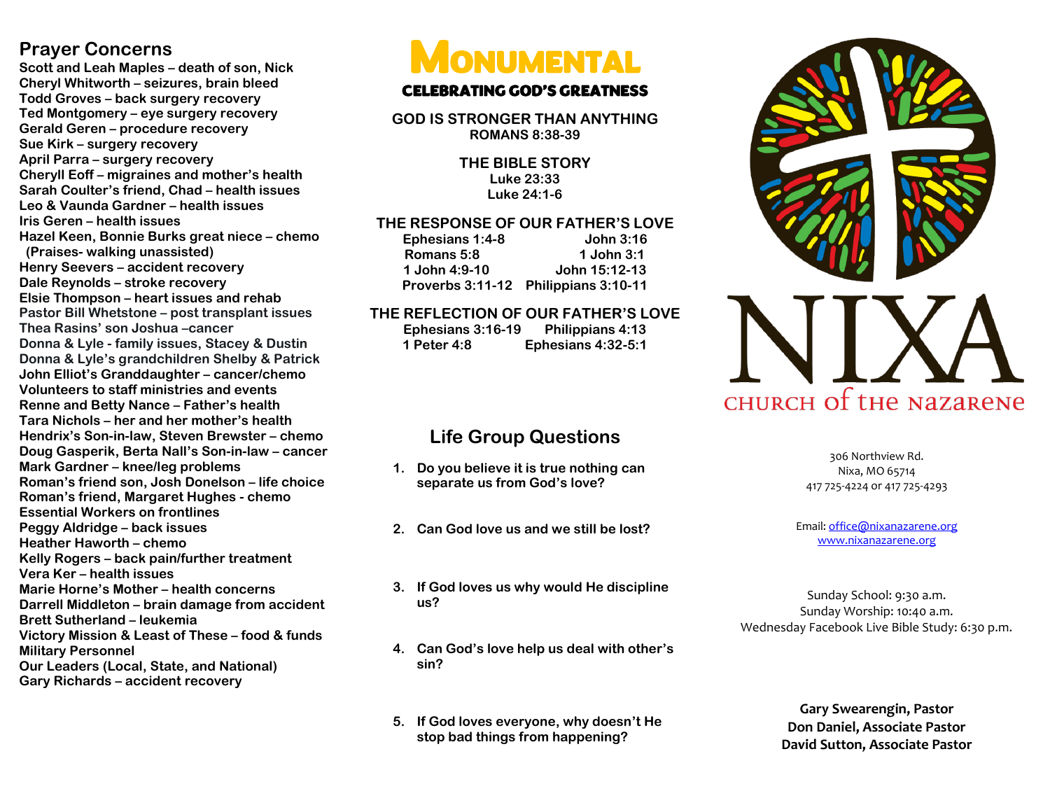## Prayer Concerns

**Scott and Leah Maples – death of son, Nick**
**Cheryl Whitworth – seizures, brain bleed**
**Todd Groves – back surgery recovery**
**Ted Montgomery – eye surgery recovery**
**Gerald Geren – procedure recovery**
**Sue Kirk – surgery recovery**
**April Parra – surgery recovery**
**Cheryll Eoff – migraines and mother's health**
**Sarah Coulter's friend, Chad – health issues**
**Leo & Vaunda Gardner – health issues**
**Iris Geren – health issues**
**Hazel Keen, Bonnie Burks great niece – chemo (Praises- walking unassisted)**
**Henry Seevers – accident recovery**
**Dale Reynolds – stroke recovery**
**Elsie Thompson – heart issues and rehab**
**Pastor Bill Whetstone – post transplant issues**
**Thea Rasins' son Joshua –cancer**
**Donna & Lyle - family issues, Stacey & Dustin**
**Donna & Lyle's grandchildren Shelby & Patrick**
**John Elliot's Granddaughter – cancer/chemo**
**Volunteers to staff ministries and events**
**Renne and Betty Nance – Father's health**
**Tara Nichols – her and her mother's health**
**Hendrix's Son-in-law, Steven Brewster – chemo**
**Doug Gasperik, Berta Nall's Son-in-law – cancer**
**Mark Gardner – knee/leg problems**
**Roman's friend son, Josh Donelson – life choice**
**Roman's friend, Margaret Hughes - chemo**
**Essential Workers on frontlines**
**Peggy Aldridge – back issues**
**Heather Haworth – chemo**
**Kelly Rogers – back pain/further treatment**
**Vera Ker – health issues**
**Marie Horne's Mother – health concerns**
**Darrell Middleton – brain damage from accident**
**Brett Sutherland – leukemia**
**Victory Mission & Least of These – food & funds**
**Military Personnel**
**Our Leaders (Local, State, and National)**
**Gary Richards – accident recovery**

# MONUMENTAL

**CELEBRATING GOD'S GREATNESS**

**GOD IS STRONGER THAN ANYTHING**
**ROMANS 8:38-39**

**THE BIBLE STORY**
**Luke 23:33**
**Luke 24:1-6**

**THE RESPONSE OF OUR FATHER'S LOVE**

| | |
|---|---|
| Ephesians 1:4-8 | John 3:16 |
| Romans 5:8 | 1 John 3:1 |
| 1 John 4:9-10 | John 15:12-13 |
| Proverbs 3:11-12 | Philippians 3:10-11 |

**THE REFLECTION OF OUR FATHER'S LOVE**

| | |
|---|---|
| Ephesians 3:16-19 | Philippians 4:13 |
| 1 Peter 4:8 | Ephesians 4:32-5:1 |

## Life Group Questions

1. **Do you believe it is true nothing can separate us from God's love?**
2. **Can God love us and we still be lost?**
3. **If God loves us why would He discipline us?**
4. **Can God's love help us deal with other's sin?**
5. **If God loves everyone, why doesn't He stop bad things from happening?**

NIXA
CHURCH OF THE NAZARENE

306 Northview Rd.
Nixa, MO 65714
417 725-4224 or 417 725-4293

Email: office@nixanazarene.org
www.nixanazarene.org

Sunday School: 9:30 a.m.
Sunday Worship: 10:40 a.m.
Wednesday Facebook Live Bible Study: 6:30 p.m.

**Gary Swearengin, Pastor**
**Don Daniel, Associate Pastor**
**David Sutton, Associate Pastor**